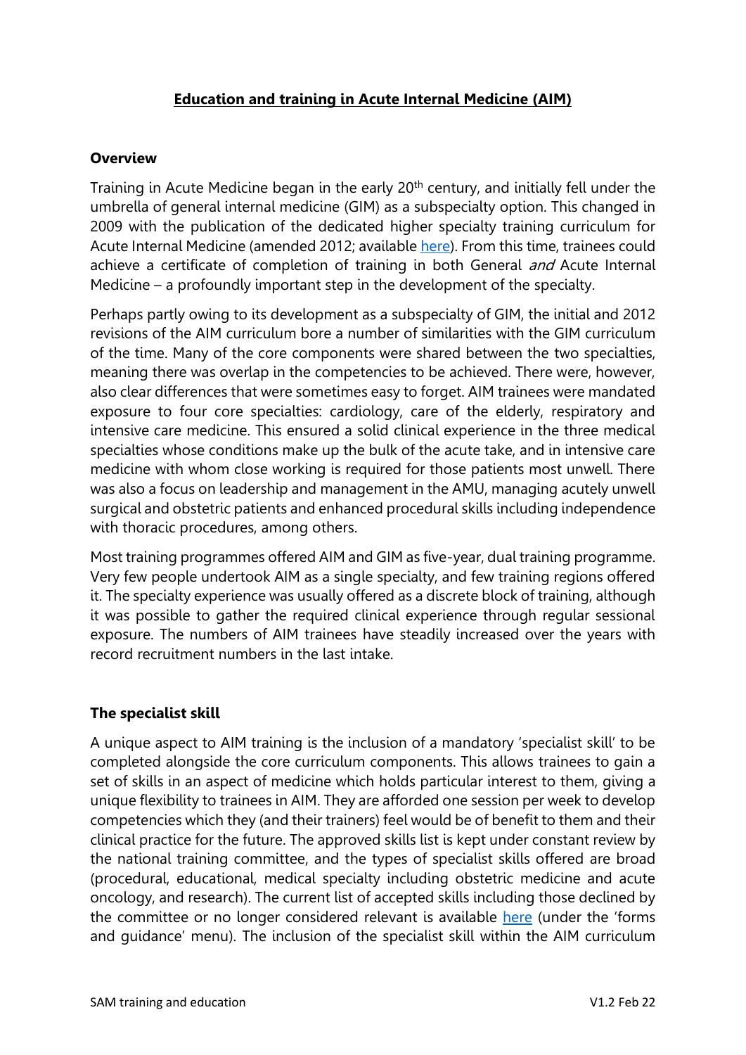# Education and training in Acute Internal Medicine (AIM)

## Overview

Training in Acute Medicine began in the early 20th century, and initially fell under the umbrella of general internal medicine (GIM) as a subspecialty option. This changed in 2009 with the publication of the dedicated higher specialty training curriculum for Acute Internal Medicine (amended 2012; available here). From this time, trainees could achieve a certificate of completion of training in both General *and* Acute Internal Medicine – a profoundly important step in the development of the specialty.

Perhaps partly owing to its development as a subspecialty of GIM, the initial and 2012 revisions of the AIM curriculum bore a number of similarities with the GIM curriculum of the time. Many of the core components were shared between the two specialties, meaning there was overlap in the competencies to be achieved. There were, however, also clear differences that were sometimes easy to forget. AIM trainees were mandated exposure to four core specialties: cardiology, care of the elderly, respiratory and intensive care medicine. This ensured a solid clinical experience in the three medical specialties whose conditions make up the bulk of the acute take, and in intensive care medicine with whom close working is required for those patients most unwell. There was also a focus on leadership and management in the AMU, managing acutely unwell surgical and obstetric patients and enhanced procedural skills including independence with thoracic procedures, among others.

Most training programmes offered AIM and GIM as five-year, dual training programme. Very few people undertook AIM as a single specialty, and few training regions offered it. The specialty experience was usually offered as a discrete block of training, although it was possible to gather the required clinical experience through regular sessional exposure. The numbers of AIM trainees have steadily increased over the years with record recruitment numbers in the last intake.

## The specialist skill

A unique aspect to AIM training is the inclusion of a mandatory 'specialist skill' to be completed alongside the core curriculum components. This allows trainees to gain a set of skills in an aspect of medicine which holds particular interest to them, giving a unique flexibility to trainees in AIM. They are afforded one session per week to develop competencies which they (and their trainers) feel would be of benefit to them and their clinical practice for the future. The approved skills list is kept under constant review by the national training committee, and the types of specialist skills offered are broad (procedural, educational, medical specialty including obstetric medicine and acute oncology, and research). The current list of accepted skills including those declined by the committee or no longer considered relevant is available here (under the 'forms and guidance' menu). The inclusion of the specialist skill within the AIM curriculum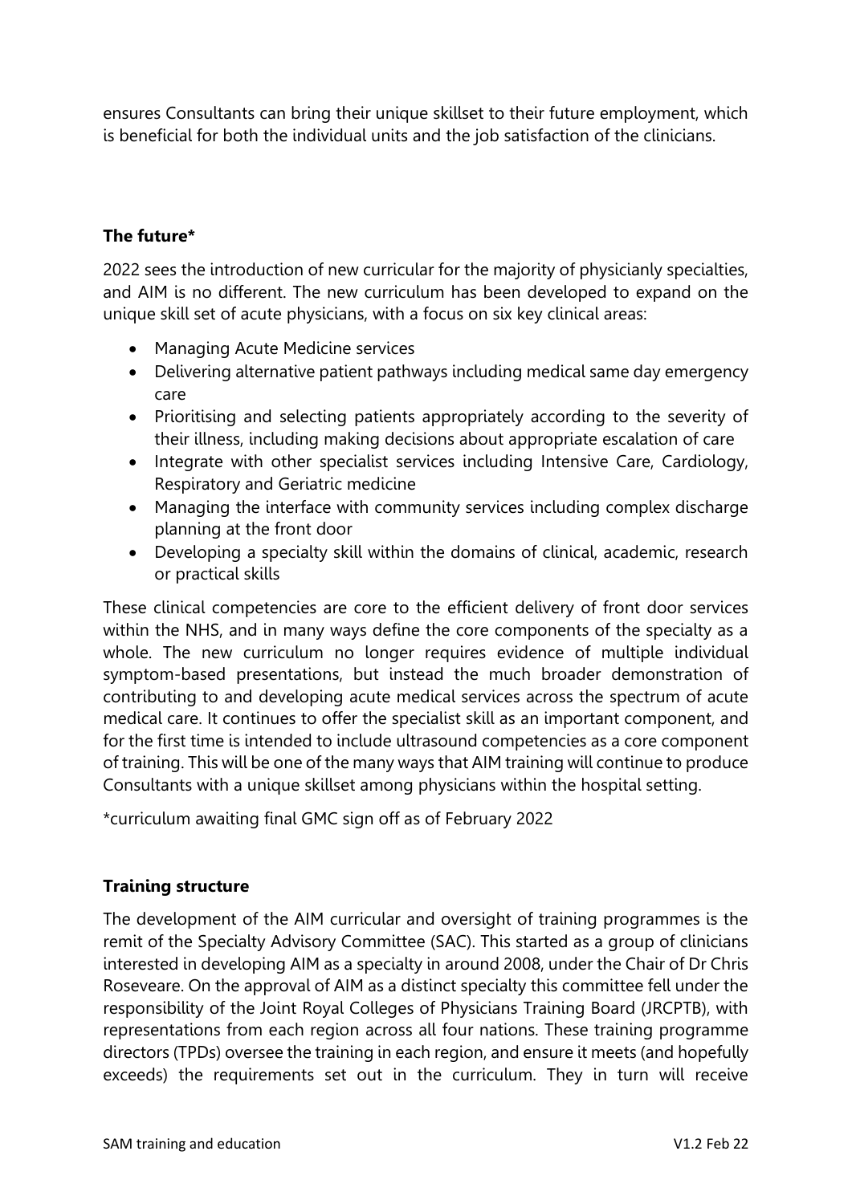ensures Consultants can bring their unique skillset to their future employment, which is beneficial for both the individual units and the job satisfaction of the clinicians.

### The future*

2022 sees the introduction of new curricular for the majority of physicianly specialties, and AIM is no different. The new curriculum has been developed to expand on the unique skill set of acute physicians, with a focus on six key clinical areas:

- Managing Acute Medicine services
- Delivering alternative patient pathways including medical same day emergency care
- Prioritising and selecting patients appropriately according to the severity of their illness, including making decisions about appropriate escalation of care
- Integrate with other specialist services including Intensive Care, Cardiology, Respiratory and Geriatric medicine
- Managing the interface with community services including complex discharge planning at the front door
- Developing a specialty skill within the domains of clinical, academic, research or practical skills

These clinical competencies are core to the efficient delivery of front door services within the NHS, and in many ways define the core components of the specialty as a whole. The new curriculum no longer requires evidence of multiple individual symptom-based presentations, but instead the much broader demonstration of contributing to and developing acute medical services across the spectrum of acute medical care. It continues to offer the specialist skill as an important component, and for the first time is intended to include ultrasound competencies as a core component of training. This will be one of the many ways that AIM training will continue to produce Consultants with a unique skillset among physicians within the hospital setting.

*curriculum awaiting final GMC sign off as of February 2022

### Training structure

The development of the AIM curricular and oversight of training programmes is the remit of the Specialty Advisory Committee (SAC). This started as a group of clinicians interested in developing AIM as a specialty in around 2008, under the Chair of Dr Chris Roseveare. On the approval of AIM as a distinct specialty this committee fell under the responsibility of the Joint Royal Colleges of Physicians Training Board (JRCPTB), with representations from each region across all four nations. These training programme directors (TPDs) oversee the training in each region, and ensure it meets (and hopefully exceeds) the requirements set out in the curriculum. They in turn will receive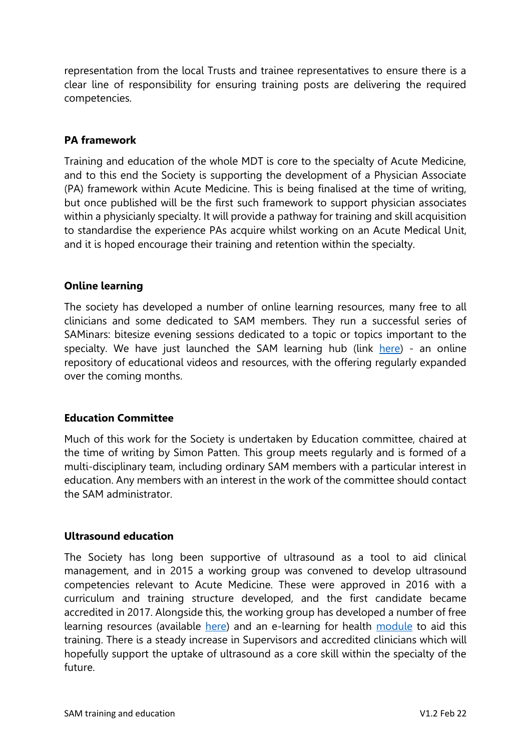representation from the local Trusts and trainee representatives to ensure there is a clear line of responsibility for ensuring training posts are delivering the required competencies.

**PA framework**

Training and education of the whole MDT is core to the specialty of Acute Medicine, and to this end the Society is supporting the development of a Physician Associate (PA) framework within Acute Medicine. This is being finalised at the time of writing, but once published will be the first such framework to support physician associates within a physicianly specialty. It will provide a pathway for training and skill acquisition to standardise the experience PAs acquire whilst working on an Acute Medical Unit, and it is hoped encourage their training and retention within the specialty.

**Online learning**

The society has developed a number of online learning resources, many free to all clinicians and some dedicated to SAM members. They run a successful series of SAMinars: bitesize evening sessions dedicated to a topic or topics important to the specialty. We have just launched the SAM learning hub (link here) - an online repository of educational videos and resources, with the offering regularly expanded over the coming months.

**Education Committee**

Much of this work for the Society is undertaken by Education committee, chaired at the time of writing by Simon Patten. This group meets regularly and is formed of a multi-disciplinary team, including ordinary SAM members with a particular interest in education. Any members with an interest in the work of the committee should contact the SAM administrator.

**Ultrasound education**

The Society has long been supportive of ultrasound as a tool to aid clinical management, and in 2015 a working group was convened to develop ultrasound competencies relevant to Acute Medicine. These were approved in 2016 with a curriculum and training structure developed, and the first candidate became accredited in 2017. Alongside this, the working group has developed a number of free learning resources (available here) and an e-learning for health module to aid this training. There is a steady increase in Supervisors and accredited clinicians which will hopefully support the uptake of ultrasound as a core skill within the specialty of the future.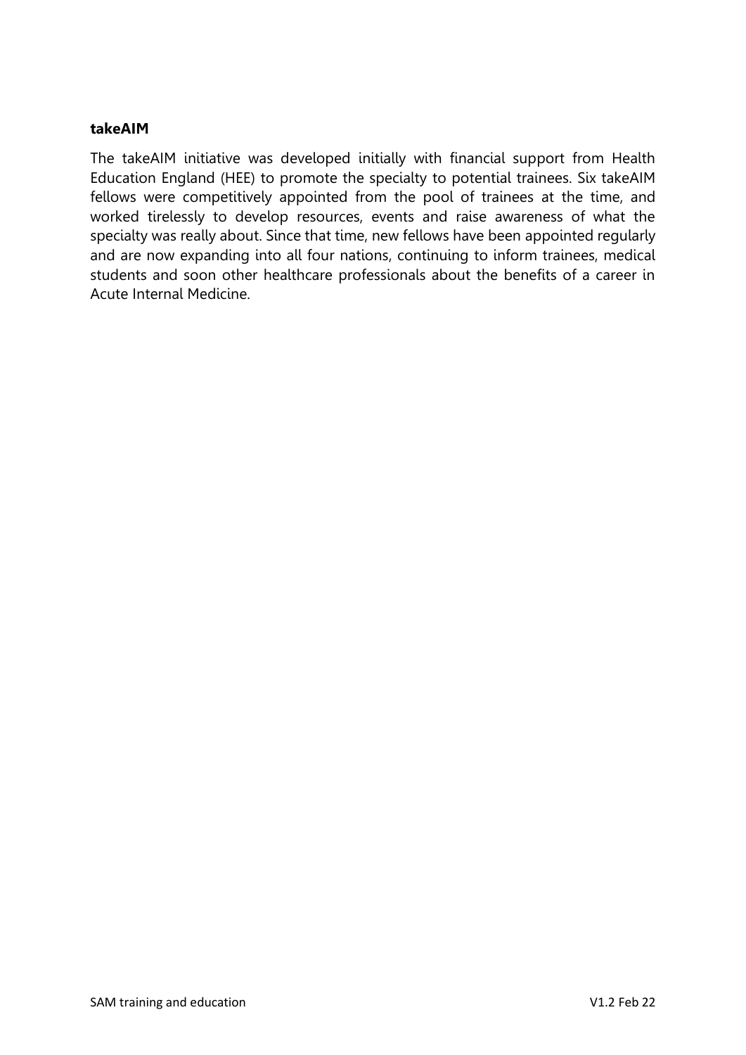**takeAIM**

The takeAIM initiative was developed initially with financial support from Health Education England (HEE) to promote the specialty to potential trainees. Six takeAIM fellows were competitively appointed from the pool of trainees at the time, and worked tirelessly to develop resources, events and raise awareness of what the specialty was really about. Since that time, new fellows have been appointed regularly and are now expanding into all four nations, continuing to inform trainees, medical students and soon other healthcare professionals about the benefits of a career in Acute Internal Medicine.